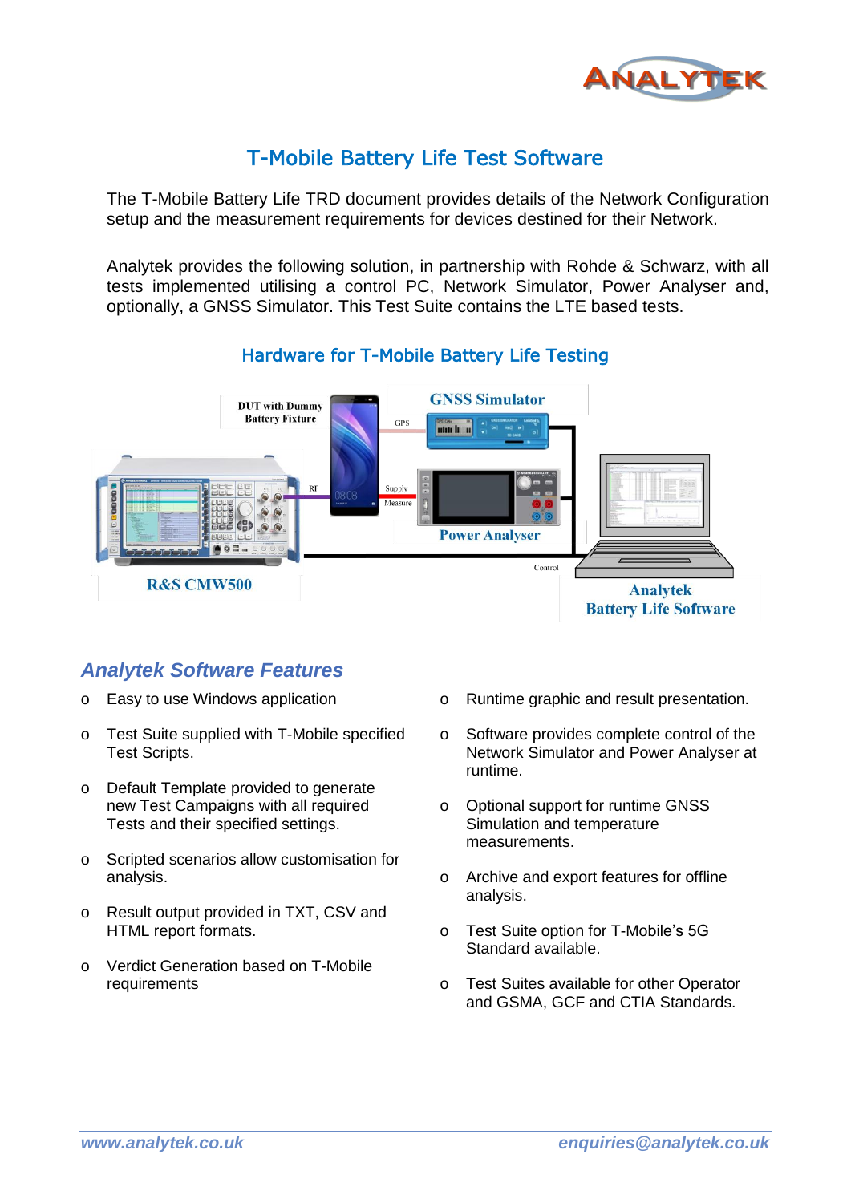# T-Mobile Battery Life Test Software

The T-Mobile Battery Life TRD document provides details of the Network Configuration setup and the measurement requirements for devices destined for their Network.

Analytek provides the following solution, in partnership with Rohde & Schwarz, with all tests implemented utilising a control PC, Network Simulator, Power Analyser and, optionally, a GNSS Simulator. This Test Suite contains the LTE based tests.

## Hardware for T-Mobile Battery Life Testing

## *Analytek Software Features*

- Easy to use Windows application
- Test Suite supplied with T-Mobile specified Test Scripts.
- Default Template provided to generate new Test Campaigns with all required Tests and their specified settings.
- Scripted scenarios allow customisation for analysis.
- Result output provided in TXT, CSV and HTML report formats.
- Verdict Generation based on T-Mobile requirements
- Runtime graphic and result presentation.
- Software provides complete control of the Network Simulator and Power Analyser at runtime.
- Optional support for runtime GNSS Simulation and temperature measurements.
- Archive and export features for offline analysis.
- Test Suite option for T-Mobile's 5G Standard available.
- Test Suites available for other Operator and GSMA, GCF and CTIA Standards.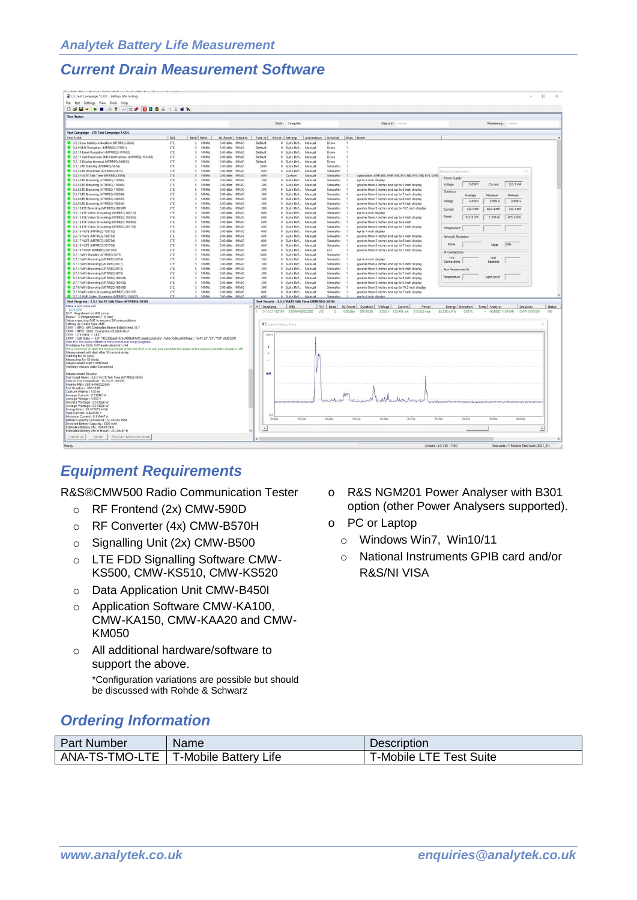# Analytek Battery Life Measurement

## Current Drain Measurement Software

## Equipment Requirements

R&S®CMW500 Radio Communication Tester

- RF Frontend (2x) CMW-590D
- RF Converter (4x) CMW-B570H
- Signalling Unit (2x) CMW-B500
- LTE FDD Signalling Software CMW-KS500, CMW-KS510, CMW-KS520
- Data Application Unit CMW-B450I
- Application Software CMW-KA100, CMW-KA150, CMW-KAA20 and CMW-KM050
- All additional hardware/software to support the above.

  *Configuration variations are possible but should be discussed with Rohde & Schwarz

- R&S NGM201 Power Analyser with B301 option (other Power Analysers supported).
- PC or Laptop
  - Windows Win7, Win10/11
  - National Instruments GPIB card and/or R&S/NI VISA

## Ordering Information

| Part Number | Name | Description |
| --- | --- | --- |
| ANA-TS-TMO-LTE | T-Mobile Battery Life | T-Mobile LTE Test Suite |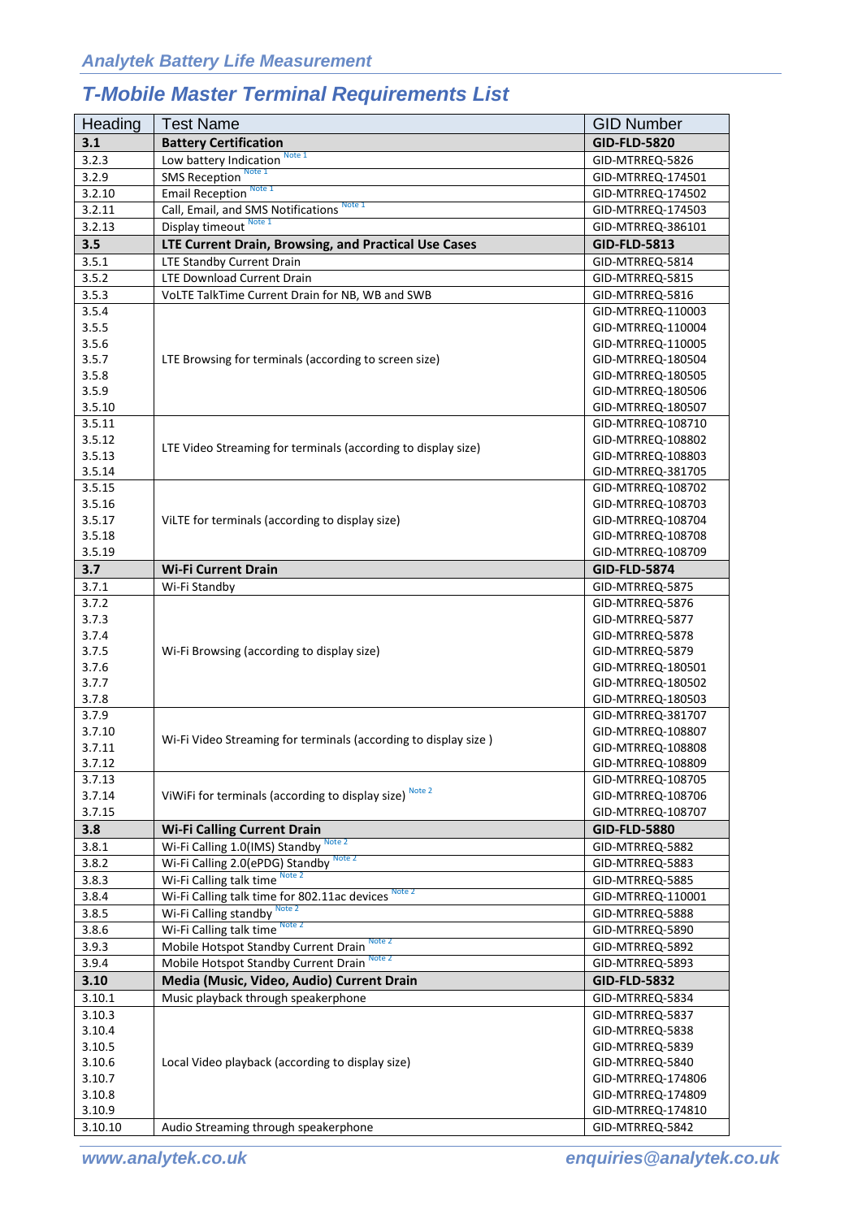## T-Mobile Master Terminal Requirements List

| Heading | Test Name | GID Number |
|---|---|---|
| **3.1** | **Battery Certification** | **GID-FLD-5820** |
| 3.2.3 | Low battery Indication [Note 1] | GID-MTRREQ-5826 |
| 3.2.9 | SMS Reception [Note 1] | GID-MTRREQ-174501 |
| 3.2.10 | Email Reception [Note 1] | GID-MTRREQ-174502 |
| 3.2.11 | Call, Email, and SMS Notifications [Note 1] | GID-MTRREQ-174503 |
| 3.2.13 | Display timeout [Note 1] | GID-MTRREQ-386101 |
| **3.5** | **LTE Current Drain, Browsing, and Practical Use Cases** | **GID-FLD-5813** |
| 3.5.1 | LTE Standby Current Drain | GID-MTRREQ-5814 |
| 3.5.2 | LTE Download Current Drain | GID-MTRREQ-5815 |
| 3.5.3 | VoLTE TalkTime Current Drain for NB, WB and SWB | GID-MTRREQ-5816 |
| 3.5.4 | LTE Browsing for terminals (according to screen size) | GID-MTRREQ-110003 |
| 3.5.5 | | GID-MTRREQ-110004 |
| 3.5.6 | | GID-MTRREQ-110005 |
| 3.5.7 | | GID-MTRREQ-180504 |
| 3.5.8 | | GID-MTRREQ-180505 |
| 3.5.9 | | GID-MTRREQ-180506 |
| 3.5.10 | | GID-MTRREQ-180507 |
| 3.5.11 | LTE Video Streaming for terminals (according to display size) | GID-MTRREQ-108710 |
| 3.5.12 | | GID-MTRREQ-108802 |
| 3.5.13 | | GID-MTRREQ-108803 |
| 3.5.14 | | GID-MTRREQ-381705 |
| 3.5.15 | ViLTE for terminals (according to display size) | GID-MTRREQ-108702 |
| 3.5.16 | | GID-MTRREQ-108703 |
| 3.5.17 | | GID-MTRREQ-108704 |
| 3.5.18 | | GID-MTRREQ-108708 |
| 3.5.19 | | GID-MTRREQ-108709 |
| **3.7** | **Wi-Fi Current Drain** | **GID-FLD-5874** |
| 3.7.1 | Wi-Fi Standby | GID-MTRREQ-5875 |
| 3.7.2 | Wi-Fi Browsing (according to display size) | GID-MTRREQ-5876 |
| 3.7.3 | | GID-MTRREQ-5877 |
| 3.7.4 | | GID-MTRREQ-5878 |
| 3.7.5 | | GID-MTRREQ-5879 |
| 3.7.6 | | GID-MTRREQ-180501 |
| 3.7.7 | | GID-MTRREQ-180502 |
| 3.7.8 | | GID-MTRREQ-180503 |
| 3.7.9 | Wi-Fi Video Streaming for terminals (according to display size ) | GID-MTRREQ-381707 |
| 3.7.10 | | GID-MTRREQ-108807 |
| 3.7.11 | | GID-MTRREQ-108808 |
| 3.7.12 | | GID-MTRREQ-108809 |
| 3.7.13 | ViWiFi for terminals (according to display size) [Note 2] | GID-MTRREQ-108705 |
| 3.7.14 | | GID-MTRREQ-108706 |
| 3.7.15 | | GID-MTRREQ-108707 |
| **3.8** | **Wi-Fi Calling Current Drain** | **GID-FLD-5880** |
| 3.8.1 | Wi-Fi Calling 1.0(IMS) Standby [Note 2] | GID-MTRREQ-5882 |
| 3.8.2 | Wi-Fi Calling 2.0(ePDG) Standby [Note 2] | GID-MTRREQ-5883 |
| 3.8.3 | Wi-Fi Calling talk time [Note 2] | GID-MTRREQ-5885 |
| 3.8.4 | Wi-Fi Calling talk time for 802.11ac devices [Note 2] | GID-MTRREQ-110001 |
| 3.8.5 | Wi-Fi Calling standby [Note 2] | GID-MTRREQ-5888 |
| 3.8.6 | Wi-Fi Calling talk time [Note 2] | GID-MTRREQ-5890 |
| 3.9.3 | Mobile Hotspot Standby Current Drain [Note 2] | GID-MTRREQ-5892 |
| 3.9.4 | Mobile Hotspot Standby Current Drain [Note 2] | GID-MTRREQ-5893 |
| **3.10** | **Media (Music, Video, Audio) Current Drain** | **GID-FLD-5832** |
| 3.10.1 | Music playback through speakerphone | GID-MTRREQ-5834 |
| 3.10.3 | Local Video playback (according to display size) | GID-MTRREQ-5837 |
| 3.10.4 | | GID-MTRREQ-5838 |
| 3.10.5 | | GID-MTRREQ-5839 |
| 3.10.6 | | GID-MTRREQ-5840 |
| 3.10.7 | | GID-MTRREQ-174806 |
| 3.10.8 | | GID-MTRREQ-174809 |
| 3.10.9 | | GID-MTRREQ-174810 |
| 3.10.10 | Audio Streaming through speakerphone | GID-MTRREQ-5842 |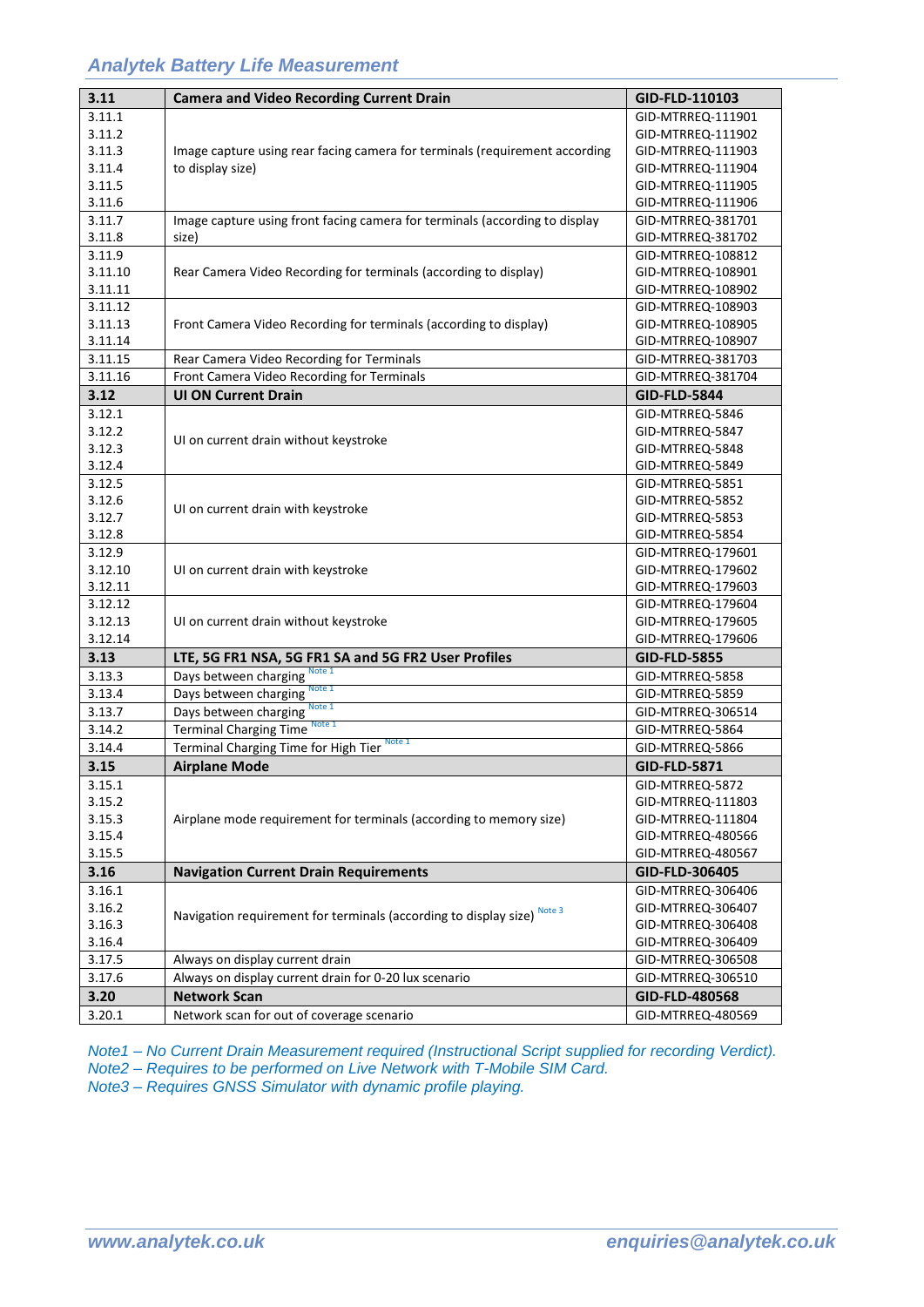| 3.11 | Camera and Video Recording Current Drain | GID-FLD-110103 |
|---|---|---|
| 3.11.1 | Image capture using rear facing camera for terminals (requirement according to display size) | GID-MTRREQ-111901 |
| 3.11.2 | | GID-MTRREQ-111902 |
| 3.11.3 | | GID-MTRREQ-111903 |
| 3.11.4 | | GID-MTRREQ-111904 |
| 3.11.5 | | GID-MTRREQ-111905 |
| 3.11.6 | | GID-MTRREQ-111906 |
| 3.11.7 | Image capture using front facing camera for terminals (according to display size) | GID-MTRREQ-381701 |
| 3.11.8 | | GID-MTRREQ-381702 |
| 3.11.9 | Rear Camera Video Recording for terminals (according to display) | GID-MTRREQ-108812 |
| 3.11.10 | | GID-MTRREQ-108901 |
| 3.11.11 | | GID-MTRREQ-108902 |
| 3.11.12 | Front Camera Video Recording for terminals (according to display) | GID-MTRREQ-108903 |
| 3.11.13 | | GID-MTRREQ-108905 |
| 3.11.14 | | GID-MTRREQ-108907 |
| 3.11.15 | Rear Camera Video Recording for Terminals | GID-MTRREQ-381703 |
| 3.11.16 | Front Camera Video Recording for Terminals | GID-MTRREQ-381704 |
| **3.12** | **UI ON Current Drain** | **GID-FLD-5844** |
| 3.12.1 | UI on current drain without keystroke | GID-MTRREQ-5846 |
| 3.12.2 | | GID-MTRREQ-5847 |
| 3.12.3 | | GID-MTRREQ-5848 |
| 3.12.4 | | GID-MTRREQ-5849 |
| 3.12.5 | UI on current drain with keystroke | GID-MTRREQ-5851 |
| 3.12.6 | | GID-MTRREQ-5852 |
| 3.12.7 | | GID-MTRREQ-5853 |
| 3.12.8 | | GID-MTRREQ-5854 |
| 3.12.9 | UI on current drain with keystroke | GID-MTRREQ-179601 |
| 3.12.10 | | GID-MTRREQ-179602 |
| 3.12.11 | | GID-MTRREQ-179603 |
| 3.12.12 | UI on current drain without keystroke | GID-MTRREQ-179604 |
| 3.12.13 | | GID-MTRREQ-179605 |
| 3.12.14 | | GID-MTRREQ-179606 |
| **3.13** | **LTE, 5G FR1 NSA, 5G FR1 SA and 5G FR2 User Profiles** | **GID-FLD-5855** |
| 3.13.3 | Days between charging [Note 1] | GID-MTRREQ-5858 |
| 3.13.4 | Days between charging [Note 1] | GID-MTRREQ-5859 |
| 3.13.7 | Days between charging [Note 1] | GID-MTRREQ-306514 |
| 3.14.2 | Terminal Charging Time [Note 1] | GID-MTRREQ-5864 |
| 3.14.4 | Terminal Charging Time for High Tier [Note 1] | GID-MTRREQ-5866 |
| **3.15** | **Airplane Mode** | **GID-FLD-5871** |
| 3.15.1 | Airplane mode requirement for terminals (according to memory size) | GID-MTRREQ-5872 |
| 3.15.2 | | GID-MTRREQ-111803 |
| 3.15.3 | | GID-MTRREQ-111804 |
| 3.15.4 | | GID-MTRREQ-480566 |
| 3.15.5 | | GID-MTRREQ-480567 |
| **3.16** | **Navigation Current Drain Requirements** | **GID-FLD-306405** |
| 3.16.1 | Navigation requirement for terminals (according to display size) [Note 3] | GID-MTRREQ-306406 |
| 3.16.2 | | GID-MTRREQ-306407 |
| 3.16.3 | | GID-MTRREQ-306408 |
| 3.16.4 | | GID-MTRREQ-306409 |
| 3.17.5 | Always on display current drain | GID-MTRREQ-306508 |
| 3.17.6 | Always on display current drain for 0-20 lux scenario | GID-MTRREQ-306510 |
| **3.20** | **Network Scan** | **GID-FLD-480568** |
| 3.20.1 | Network scan for out of coverage scenario | GID-MTRREQ-480569 |

*Note1 – No Current Drain Measurement required (Instructional Script supplied for recording Verdict).*
*Note2 – Requires to be performed on Live Network with T-Mobile SIM Card.*
*Note3 – Requires GNSS Simulator with dynamic profile playing.*